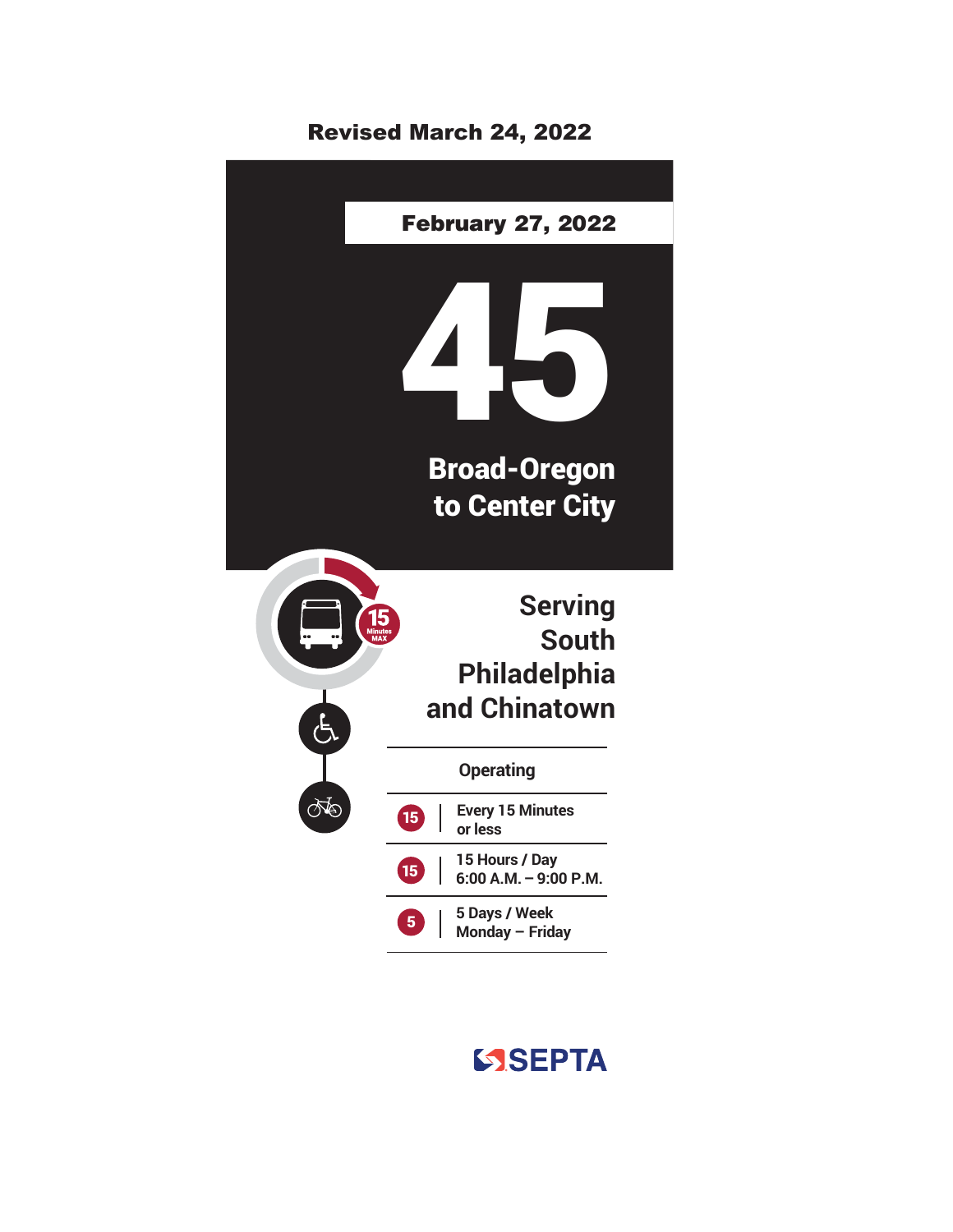Revised March 24, 2022

February 27, 2022

# 45

## Broad-Oregon to Center City

15 Minutes MAX

## Serving South Philadelphia and Chinatown

| Operating | |
|---|---|
| 15 | Every 15 Minutes or less |
| 15 | 15 Hours / Day 6:00 A.M. – 9:00 P.M. |
| 5 | 5 Days / Week Monday – Friday |

SEPTA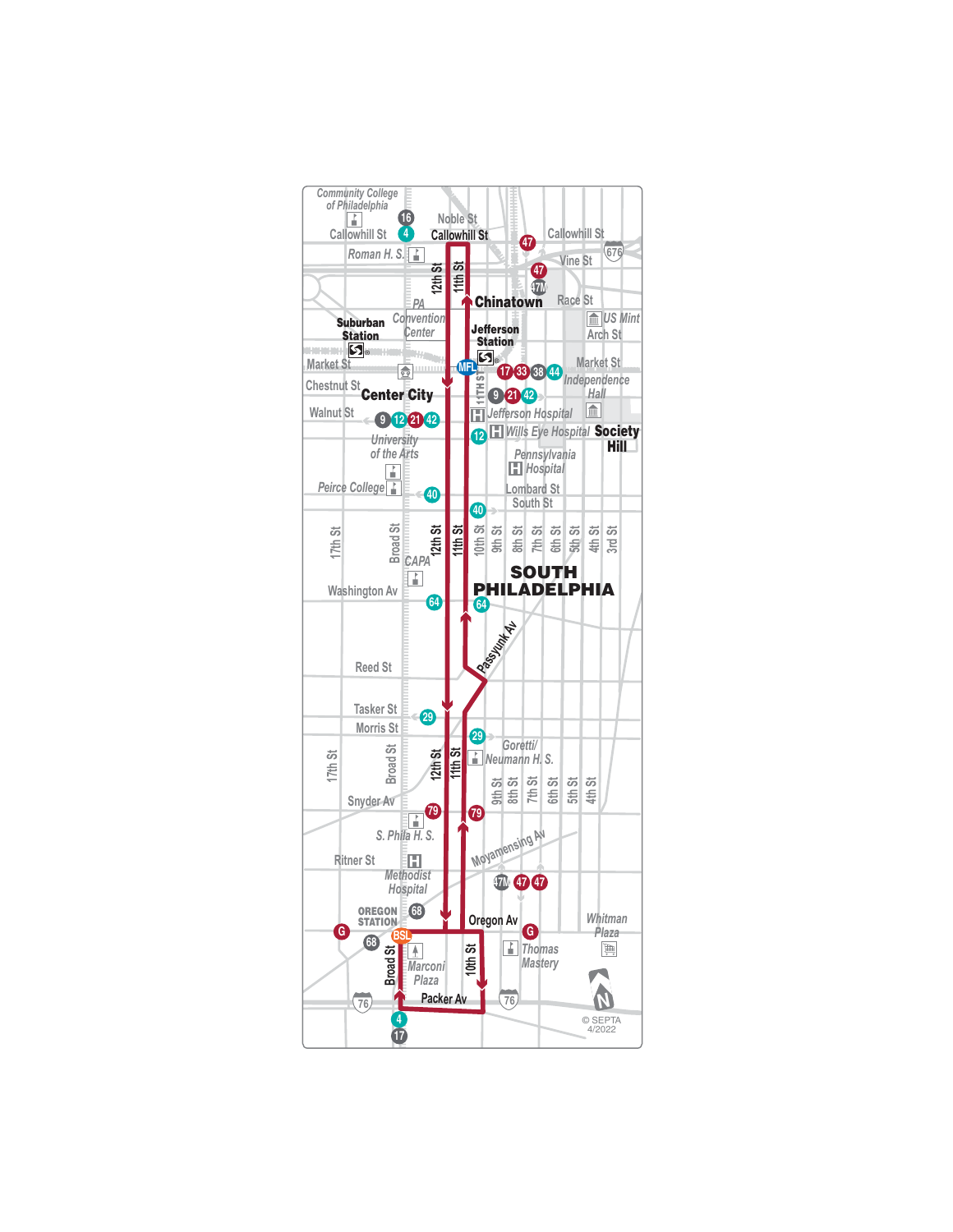Community College of Philadelphia

Noble St

Callowhill St

Callowhill St

Callowhill St

Roman H. S.

Vine St

12th St

11th St

Chinatown

Race St

PA Convention Center

US Mint

Arch St

Suburban Station

Jefferson Station

Market St

MFL

Market St

Chestnut St

Center City

11TH ST

Independence Hall

Walnut St

Jefferson Hospital

Wills Eye Hospital

Society Hill

University of the Arts

Pennsylvania Hospital

Peirce College

Lombard St

South St

17th St

Broad St

12th St

11th St

10th St

9th St

8th St

7th St

6th St

5th St

4th St

3rd St

CAPA

SOUTH PHILADELPHIA

Washington Av

Passyunk Av

Reed St

Tasker St

Morris St

Goretti/ Neumann H. S.

17th St

Broad St

12th St

11th St

9th St

8th St

7th St

6th St

5th St

4th St

Snyder Av

S. Phila H. S.

Moyamensing Av

Ritner St

Methodist Hospital

OREGON STATION

Oregon Av

Whitman Plaza

BSL

Marconi Plaza

Thomas Mastery

Broad St

10th St

Packer Av

© SEPTA 4/2022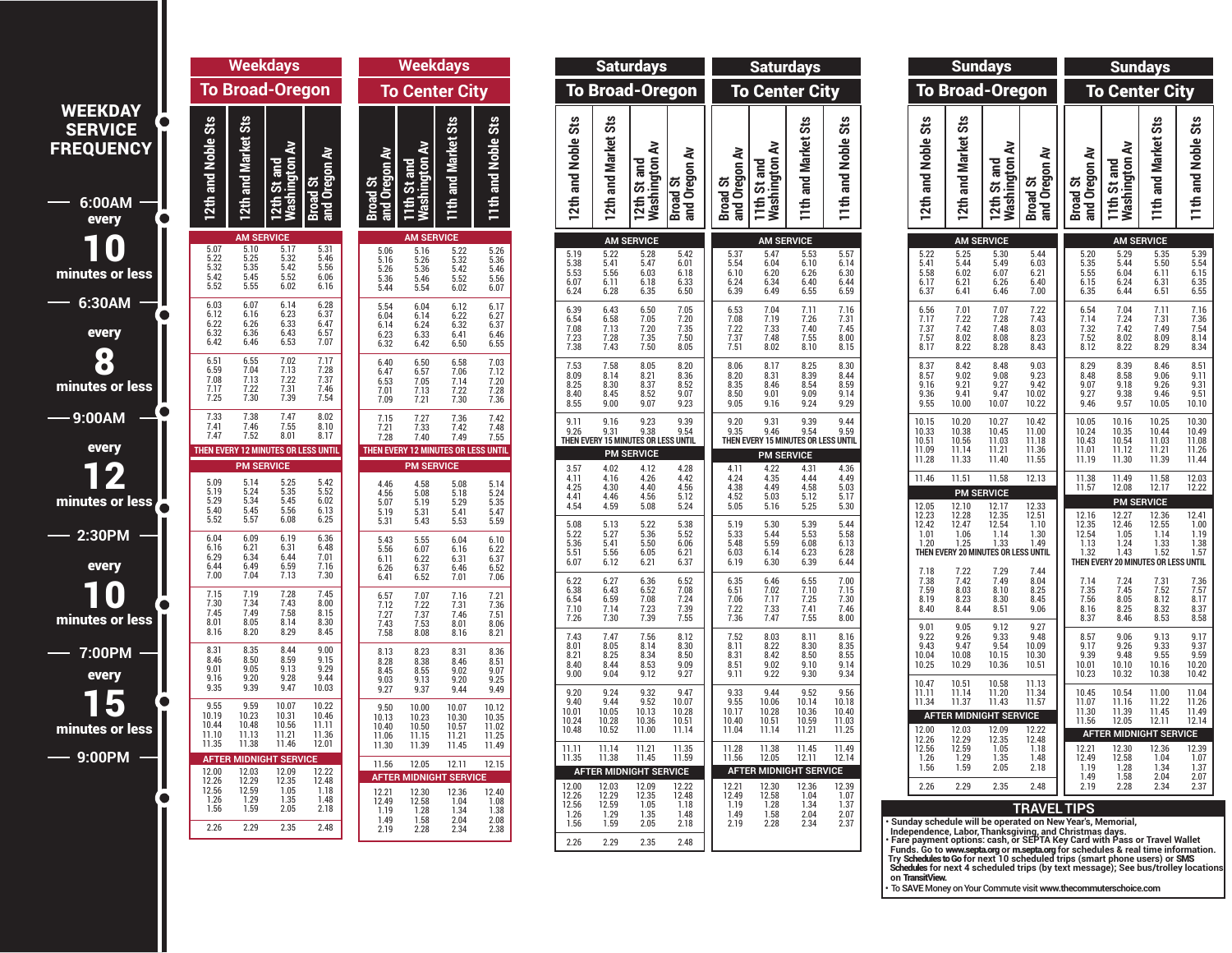## WEEKDAY SERVICE FREQUENCY

- **6:00AM** every **10** minutes or less
- **6:30AM** every **8** minutes or less
- **9:00AM** every **12** minutes or less
- **2:30PM** every **10** minutes or less
- **7:00PM** every **15** minutes or less
- **9:00PM**

## Weekdays – To Broad-Oregon

| 12th and Noble Sts | 12th and Market Sts | 12th St and Washington Av | Broad St and Oregon Av |
|---|---|---|---|
| **AM SERVICE** | | | |
| 5.07 | 5.10 | 5.17 | 5.31 |
| 5.22 | 5.25 | 5.32 | 5.46 |
| 5.32 | 5.35 | 5.42 | 5.56 |
| 5.42 | 5.45 | 5.52 | 6.06 |
| 5.52 | 5.55 | 6.02 | 6.16 |
| 6.03 | 6.07 | 6.14 | 6.28 |
| 6.12 | 6.16 | 6.23 | 6.37 |
| 6.22 | 6.26 | 6.31 | 6.47 |
| 6.32 | 6.36 | 6.43 | 6.57 |
| 6.42 | 6.46 | 6.53 | 7.07 |
| 6.51 | 6.55 | 7.02 | 7.17 |
| 6.59 | 7.04 | 7.13 | 7.28 |
| 7.08 | 7.13 | 7.22 | 7.37 |
| 7.17 | 7.22 | 7.31 | 7.46 |
| 7.25 | 7.30 | 7.39 | 7.54 |
| 7.33 | 7.38 | 7.47 | 8.02 |
| 7.41 | 7.46 | 7.55 | 8.10 |
| 7.47 | 7.52 | 8.01 | 8.17 |
| THEN EVERY 12 MINUTES OR LESS UNTIL | | | |
| **PM SERVICE** | | | |
| 5.09 | 5.14 | 5.25 | 5.42 |
| 5.19 | 5.24 | 5.35 | 5.52 |
| 5.29 | 5.34 | 5.45 | 6.02 |
| 5.40 | 5.45 | 5.56 | 6.13 |
| 5.52 | 5.57 | 6.08 | 6.25 |
| 6.04 | 6.09 | 6.19 | 6.36 |
| 6.16 | 6.21 | 6.31 | 6.48 |
| 6.29 | 6.34 | 6.44 | 7.01 |
| 6.44 | 6.49 | 6.59 | 7.16 |
| 7.00 | 7.04 | 7.13 | 7.30 |
| 7.15 | 7.19 | 7.28 | 7.45 |
| 7.30 | 7.34 | 7.43 | 8.00 |
| 7.45 | 7.49 | 7.58 | 8.15 |
| 8.01 | 8.05 | 8.14 | 8.30 |
| 8.16 | 8.20 | 8.29 | 8.45 |
| 8.31 | 8.35 | 8.44 | 9.00 |
| 8.46 | 8.50 | 8.59 | 9.15 |
| 9.01 | 9.05 | 9.13 | 9.29 |
| 9.16 | 9.20 | 9.28 | 9.44 |
| 9.35 | 9.39 | 9.47 | 10.03 |
| 9.55 | 9.59 | 10.07 | 10.22 |
| 10.19 | 10.23 | 10.31 | 10.46 |
| 10.44 | 10.48 | 10.56 | 11.11 |
| 11.10 | 11.13 | 11.21 | 11.36 |
| 11.35 | 11.38 | 11.46 | 12.01 |
| **AFTER MIDNIGHT SERVICE** | | | |
| 12.00 | 12.03 | 12.09 | 12.22 |
| 12.26 | 12.29 | 12.35 | 12.48 |
| 12.56 | 12.59 | 1.05 | 1.18 |
| 1.26 | 1.29 | 1.35 | 1.48 |
| 1.56 | 1.59 | 2.05 | 2.18 |
| 2.26 | 2.29 | 2.35 | 2.48 |

## Weekdays – To Center City

| Broad St and Oregon Av | 11th St and Washington Av | 11th and Market Sts | 11th and Noble Sts |
|---|---|---|---|
| **AM SERVICE** | | | |
| 5.06 | 5.16 | 5.22 | 5.26 |
| 5.16 | 5.26 | 5.32 | 5.36 |
| 5.26 | 5.36 | 5.42 | 5.46 |
| 5.36 | 5.46 | 5.52 | 5.56 |
| 5.44 | 5.54 | 6.02 | 6.07 |
| 5.54 | 6.04 | 6.12 | 6.17 |
| 6.04 | 6.14 | 6.22 | 6.27 |
| 6.14 | 6.24 | 6.32 | 6.37 |
| 6.23 | 6.33 | 6.41 | 6.46 |
| 6.32 | 6.42 | 6.50 | 6.55 |
| 6.40 | 6.50 | 6.58 | 7.03 |
| 6.47 | 6.57 | 7.06 | 7.12 |
| 6.53 | 7.05 | 7.14 | 7.20 |
| 7.01 | 7.13 | 7.22 | 7.28 |
| 7.09 | 7.21 | 7.30 | 7.36 |
| 7.15 | 7.27 | 7.36 | 7.42 |
| 7.21 | 7.33 | 7.42 | 7.48 |
| 7.28 | 7.40 | 7.49 | 7.55 |
| THEN EVERY 12 MINUTES OR LESS UNTIL | | | |
| **PM SERVICE** | | | |
| 4.46 | 4.58 | 5.08 | 5.14 |
| 4.56 | 5.08 | 5.18 | 5.24 |
| 5.07 | 5.19 | 5.29 | 5.35 |
| 5.19 | 5.31 | 5.41 | 5.47 |
| 5.31 | 5.43 | 5.53 | 5.59 |
| 5.43 | 5.55 | 6.04 | 6.10 |
| 5.56 | 6.07 | 6.16 | 6.22 |
| 6.11 | 6.22 | 6.31 | 6.37 |
| 6.26 | 6.37 | 6.46 | 6.52 |
| 6.41 | 6.52 | 7.01 | 7.06 |
| 6.57 | 7.07 | 7.16 | 7.21 |
| 7.12 | 7.22 | 7.31 | 7.36 |
| 7.27 | 7.37 | 7.46 | 7.51 |
| 7.42 | 7.53 | 8.01 | 8.06 |
| 7.58 | 8.08 | 8.16 | 8.21 |
| 8.13 | 8.23 | 8.31 | 8.36 |
| 8.28 | 8.38 | 8.46 | 8.51 |
| 8.45 | 8.55 | 9.02 | 9.07 |
| 9.03 | 9.13 | 9.20 | 9.25 |
| 9.27 | 9.37 | 9.44 | 9.49 |
| 9.50 | 10.00 | 10.07 | 10.12 |
| 10.13 | 10.23 | 10.30 | 10.35 |
| 10.40 | 10.50 | 10.57 | 11.02 |
| 11.06 | 11.15 | 11.21 | 11.25 |
| 11.30 | 11.39 | 11.45 | 11.49 |
| 11.56 | 12.05 | 12.11 | 12.15 |
| **AFTER MIDNIGHT SERVICE** | | | |
| 12.21 | 12.30 | 12.36 | 12.40 |
| 12.49 | 12.58 | 1.04 | 1.08 |
| 1.19 | 1.28 | 1.34 | 1.38 |
| 1.49 | 1.58 | 2.04 | 2.08 |
| 2.19 | 2.28 | 2.34 | 2.38 |

## Saturdays – To Broad-Oregon

| 12th and Noble Sts | 12th and Market Sts | 12th St and Washington Av | Broad St and Oregon Av |
|---|---|---|---|
| **AM SERVICE** | | | |
| 5.19 | 5.22 | 5.28 | 5.42 |
| 5.38 | 5.41 | 5.47 | 6.01 |
| 5.53 | 5.56 | 6.03 | 6.18 |
| 6.07 | 6.11 | 6.18 | 6.33 |
| 6.24 | 6.28 | 6.35 | 6.50 |
| 6.39 | 6.43 | 6.50 | 7.05 |
| 6.54 | 6.58 | 7.05 | 7.20 |
| 7.08 | 7.13 | 7.20 | 7.35 |
| 7.23 | 7.28 | 7.35 | 7.50 |
| 7.38 | 7.43 | 7.50 | 8.05 |
| 7.53 | 7.58 | 8.05 | 8.20 |
| 8.09 | 8.14 | 8.21 | 8.36 |
| 8.25 | 8.30 | 8.37 | 8.52 |
| 8.40 | 8.45 | 8.52 | 9.07 |
| 8.55 | 9.00 | 9.07 | 9.23 |
| 9.11 | 9.16 | 9.23 | 9.39 |
| 9.26 | 9.31 | 9.38 | 9.54 |
| THEN EVERY 15 MINUTES OR LESS UNTIL | | | |
| **PM SERVICE** | | | |
| 3.57 | 4.02 | 4.12 | 4.28 |
| 4.11 | 4.16 | 4.26 | 4.42 |
| 4.25 | 4.30 | 4.40 | 4.56 |
| 4.41 | 4.46 | 4.56 | 5.12 |
| 4.54 | 4.59 | 5.08 | 5.24 |
| 5.08 | 5.13 | 5.22 | 5.38 |
| 5.22 | 5.27 | 5.36 | 5.52 |
| 5.36 | 5.41 | 5.50 | 6.06 |
| 5.51 | 5.56 | 6.05 | 6.21 |
| 6.07 | 6.12 | 6.21 | 6.37 |
| 6.22 | 6.27 | 6.36 | 6.52 |
| 6.38 | 6.43 | 6.52 | 7.08 |
| 6.54 | 6.59 | 7.08 | 7.24 |
| 7.10 | 7.14 | 7.23 | 7.39 |
| 7.26 | 7.30 | 7.39 | 7.55 |
| 7.43 | 7.47 | 7.56 | 8.12 |
| 8.01 | 8.05 | 8.14 | 8.30 |
| 8.21 | 8.25 | 8.34 | 8.50 |
| 8.40 | 8.44 | 8.53 | 9.09 |
| 9.00 | 9.04 | 9.12 | 9.27 |
| 9.20 | 9.24 | 9.32 | 9.47 |
| 9.40 | 9.44 | 9.52 | 10.07 |
| 10.01 | 10.05 | 10.13 | 10.28 |
| 10.24 | 10.28 | 10.36 | 10.51 |
| 10.48 | 10.52 | 11.00 | 11.14 |
| 11.11 | 11.14 | 11.21 | 11.35 |
| 11.35 | 11.38 | 11.45 | 11.59 |
| **AFTER MIDNIGHT SERVICE** | | | |
| 12.00 | 12.03 | 12.09 | 12.22 |
| 12.26 | 12.29 | 12.35 | 12.48 |
| 12.56 | 12.59 | 1.05 | 1.18 |
| 1.26 | 1.29 | 1.35 | 1.48 |
| 1.56 | 1.59 | 2.05 | 2.18 |
| 2.26 | 2.29 | 2.35 | 2.48 |

## Saturdays – To Center City

| Broad St and Oregon Av | 11th St and Washington Av | 11th and Market Sts | 11th and Noble Sts |
|---|---|---|---|
| **AM SERVICE** | | | |
| 5.37 | 5.47 | 5.53 | 5.57 |
| 5.54 | 6.04 | 6.10 | 6.14 |
| 6.10 | 6.20 | 6.26 | 6.30 |
| 6.24 | 6.34 | 6.40 | 6.44 |
| 6.39 | 6.49 | 6.55 | 6.59 |
| 6.53 | 7.04 | 7.11 | 7.16 |
| 7.08 | 7.19 | 7.26 | 7.31 |
| 7.22 | 7.33 | 7.40 | 7.45 |
| 7.37 | 7.48 | 7.55 | 8.00 |
| 7.51 | 8.03 | 8.10 | 8.15 |
| 8.06 | 8.17 | 8.25 | 8.30 |
| 8.20 | 8.31 | 8.39 | 8.44 |
| 8.35 | 8.46 | 8.54 | 8.59 |
| 8.50 | 9.01 | 9.09 | 9.14 |
| 9.05 | 9.16 | 9.24 | 9.29 |
| 9.20 | 9.31 | 9.39 | 9.44 |
| 9.35 | 9.46 | 9.54 | 9.59 |
| THEN EVERY 15 MINUTES OR LESS UNTIL | | | |
| **PM SERVICE** | | | |
| 4.11 | 4.22 | 4.31 | 4.36 |
| 4.24 | 4.35 | 4.44 | 4.49 |
| 4.38 | 4.49 | 4.58 | 5.03 |
| 4.52 | 5.03 | 5.12 | 5.17 |
| 5.05 | 5.16 | 5.25 | 5.30 |
| 5.19 | 5.30 | 5.39 | 5.44 |
| 5.33 | 5.44 | 5.53 | 5.58 |
| 5.48 | 5.59 | 6.08 | 6.13 |
| 6.03 | 6.14 | 6.23 | 6.28 |
| 6.19 | 6.30 | 6.39 | 6.44 |
| 6.35 | 6.46 | 6.55 | 7.00 |
| 6.51 | 7.02 | 7.10 | 7.15 |
| 7.06 | 7.17 | 7.25 | 7.30 |
| 7.22 | 7.33 | 7.41 | 7.46 |
| 7.36 | 7.47 | 7.55 | 8.00 |
| 7.52 | 8.03 | 8.11 | 8.16 |
| 8.11 | 8.22 | 8.30 | 8.35 |
| 8.31 | 8.42 | 8.50 | 8.55 |
| 8.51 | 9.02 | 9.10 | 9.14 |
| 9.11 | 9.22 | 9.30 | 9.34 |
| 9.33 | 9.44 | 9.52 | 9.56 |
| 9.55 | 10.06 | 10.14 | 10.18 |
| 10.17 | 10.28 | 10.36 | 10.40 |
| 10.40 | 10.51 | 10.59 | 11.03 |
| 11.04 | 11.14 | 11.21 | 11.25 |
| 11.28 | 11.38 | 11.45 | 11.49 |
| 11.56 | 12.05 | 12.11 | 12.14 |
| **AFTER MIDNIGHT SERVICE** | | | |
| 12.21 | 12.30 | 12.36 | 12.39 |
| 12.49 | 12.58 | 1.04 | 1.07 |
| 1.19 | 1.28 | 1.34 | 1.37 |
| 1.49 | 1.58 | 2.04 | 2.07 |
| 2.19 | 2.28 | 2.34 | 2.37 |

## Sundays – To Broad-Oregon

| 12th and Noble Sts | 12th and Market Sts | 12th St and Washington Av | Broad St and Oregon Av |
|---|---|---|---|
| **AM SERVICE** | | | |
| 5.22 | 5.25 | 5.30 | 5.44 |
| 5.41 | 5.44 | 5.49 | 6.03 |
| 5.58 | 6.02 | 6.07 | 6.21 |
| 6.17 | 6.21 | 6.26 | 6.40 |
| 6.37 | 6.41 | 6.46 | 7.00 |
| 6.56 | 7.01 | 7.07 | 7.22 |
| 7.17 | 7.22 | 7.28 | 7.43 |
| 7.37 | 7.42 | 7.48 | 8.03 |
| 7.57 | 8.02 | 8.08 | 8.23 |
| 8.17 | 8.22 | 8.28 | 8.43 |
| 8.37 | 8.42 | 8.48 | 9.03 |
| 8.57 | 9.02 | 9.08 | 9.23 |
| 9.16 | 9.21 | 9.27 | 9.42 |
| 9.36 | 9.41 | 9.47 | 10.02 |
| 9.55 | 10.00 | 10.07 | 10.22 |
| 10.15 | 10.20 | 10.27 | 10.42 |
| 10.33 | 10.38 | 10.45 | 11.00 |
| 10.51 | 10.56 | 11.03 | 11.18 |
| 11.09 | 11.14 | 11.21 | 11.36 |
| 11.28 | 11.33 | 11.40 | 11.55 |
| 11.46 | 11.51 | 11.58 | 12.13 |
| **PM SERVICE** | | | |
| 12.05 | 12.10 | 12.17 | 12.33 |
| 12.23 | 12.28 | 12.35 | 12.51 |
| 12.42 | 12.47 | 12.54 | 1.10 |
| 1.01 | 1.06 | 1.14 | 1.30 |
| 1.20 | 1.25 | 1.33 | 1.49 |
| THEN EVERY 20 MINUTES OR LESS UNTIL | | | |
| 7.18 | 7.22 | 7.29 | 7.44 |
| 7.38 | 7.42 | 7.49 | 8.04 |
| 7.59 | 8.03 | 8.10 | 8.25 |
| 8.19 | 8.23 | 8.30 | 8.45 |
| 8.40 | 8.44 | 8.51 | 9.06 |
| 9.01 | 9.05 | 9.12 | 9.27 |
| 9.22 | 9.26 | 9.33 | 9.48 |
| 9.43 | 9.47 | 9.54 | 10.09 |
| 10.04 | 10.08 | 10.15 | 10.30 |
| 10.25 | 10.29 | 10.36 | 10.51 |
| 10.47 | 10.51 | 10.58 | 11.13 |
| 11.11 | 11.14 | 11.20 | 11.34 |
| 11.34 | 11.37 | 11.43 | 11.57 |
| **AFTER MIDNIGHT SERVICE** | | | |
| 12.00 | 12.03 | 12.09 | 12.22 |
| 12.26 | 12.29 | 12.35 | 12.48 |
| 12.56 | 12.59 | 1.05 | 1.18 |
| 1.26 | 1.29 | 1.35 | 1.48 |
| 1.56 | 1.59 | 2.05 | 2.18 |
| 2.26 | 2.29 | 2.35 | 2.48 |

## Sundays – To Center City

| Broad St and Oregon Av | 11th St and Washington Av | 11th and Market Sts | 11th and Noble Sts |
|---|---|---|---|
| **AM SERVICE** | | | |
| 5.20 | 5.29 | 5.35 | 5.39 |
| 5.35 | 5.44 | 5.50 | 5.54 |
| 5.55 | 6.04 | 6.11 | 6.15 |
| 6.15 | 6.24 | 6.31 | 6.35 |
| 6.35 | 6.44 | 6.51 | 6.55 |
| 6.54 | 7.04 | 7.11 | 7.16 |
| 7.14 | 7.24 | 7.31 | 7.36 |
| 7.32 | 7.42 | 7.49 | 7.54 |
| 7.52 | 8.02 | 8.09 | 8.14 |
| 8.12 | 8.22 | 8.29 | 8.34 |
| 8.29 | 8.39 | 8.46 | 8.51 |
| 8.48 | 8.58 | 9.06 | 9.11 |
| 9.07 | 9.18 | 9.26 | 9.31 |
| 9.27 | 9.38 | 9.46 | 9.51 |
| 9.46 | 9.57 | 10.05 | 10.10 |
| 10.05 | 10.16 | 10.25 | 10.30 |
| 10.24 | 10.35 | 10.44 | 10.49 |
| 10.43 | 10.54 | 11.03 | 11.08 |
| 11.01 | 11.12 | 11.21 | 11.26 |
| 11.19 | 11.30 | 11.39 | 11.44 |
| 11.38 | 11.49 | 11.58 | 12.03 |
| 11.57 | 12.08 | 12.17 | 12.22 |
| **PM SERVICE** | | | |
| 12.16 | 12.27 | 12.36 | 12.41 |
| 12.35 | 12.46 | 12.55 | 1.00 |
| 12.54 | 1.05 | 1.14 | 1.19 |
| 1.13 | 1.24 | 1.33 | 1.38 |
| 1.32 | 1.43 | 1.52 | 1.57 |
| THEN EVERY 20 MINUTES OR LESS UNTIL | | | |
| 7.14 | 7.24 | 7.31 | 7.36 |
| 7.35 | 7.45 | 7.52 | 7.57 |
| 7.56 | 8.05 | 8.12 | 8.17 |
| 8.16 | 8.25 | 8.32 | 8.37 |
| 8.37 | 8.46 | 8.53 | 8.58 |
| 8.57 | 9.06 | 9.13 | 9.17 |
| 9.17 | 9.26 | 9.33 | 9.37 |
| 9.39 | 9.48 | 9.55 | 9.59 |
| 10.01 | 10.10 | 10.16 | 10.20 |
| 10.23 | 10.32 | 10.38 | 10.42 |
| 10.45 | 10.54 | 11.00 | 11.04 |
| 11.07 | 11.16 | 11.22 | 11.26 |
| 11.30 | 11.39 | 11.45 | 11.49 |
| 11.56 | 12.05 | 12.11 | 12.14 |
| **AFTER MIDNIGHT SERVICE** | | | |
| 12.21 | 12.30 | 12.36 | 12.39 |
| 12.49 | 12.58 | 1.04 | 1.07 |
| 1.19 | 1.28 | 1.34 | 1.37 |
| 1.49 | 1.58 | 2.04 | 2.07 |
| 2.19 | 2.28 | 2.34 | 2.37 |

## TRAVEL TIPS

- Sunday schedule will be operated on New Year's, Memorial, Independence, Labor, Thanksgiving, and Christmas days.
- Fare payment options: cash, or SEPTA Key Card with Pass or Travel Wallet Funds. Go to www.septa.org or m.septa.org for schedules & real time information. Try **Schedules to Go** for next 10 scheduled trips (smart phone users) or **SMS Schedules** for next 4 scheduled trips (by text message); See bus/trolley locations on **TransitView**.
- To SAVE Money on Your Commute visit **www.thecommuterschoice.com**